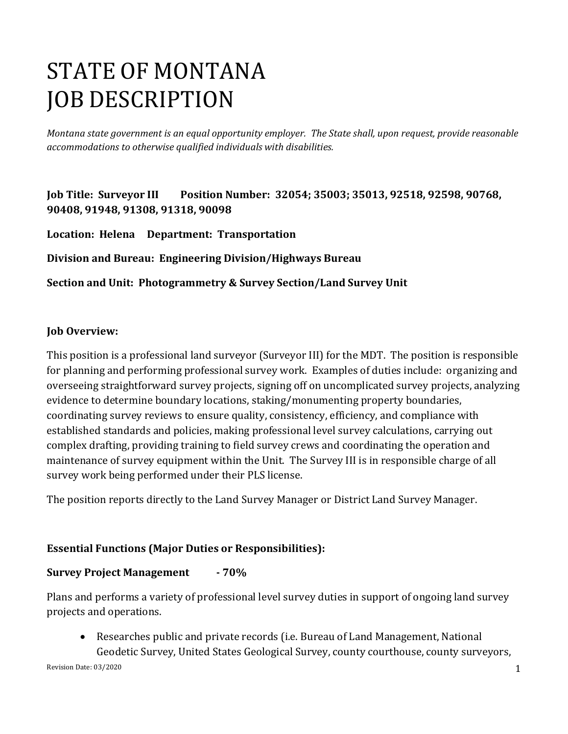# STATE OF MONTANA
# JOB DESCRIPTION

*Montana state government is an equal opportunity employer. The State shall, upon request, provide reasonable accommodations to otherwise qualified individuals with disabilities.*

**Job Title: Surveyor III Position Number: 32054; 35003; 35013, 92518, 92598, 90768, 90408, 91948, 91308, 91318, 90098**

**Location: Helena Department: Transportation**

**Division and Bureau: Engineering Division/Highways Bureau**

**Section and Unit: Photogrammetry & Survey Section/Land Survey Unit**

**Job Overview:**

This position is a professional land surveyor (Surveyor III) for the MDT. The position is responsible for planning and performing professional survey work. Examples of duties include: organizing and overseeing straightforward survey projects, signing off on uncomplicated survey projects, analyzing evidence to determine boundary locations, staking/monumenting property boundaries, coordinating survey reviews to ensure quality, consistency, efficiency, and compliance with established standards and policies, making professional level survey calculations, carrying out complex drafting, providing training to field survey crews and coordinating the operation and maintenance of survey equipment within the Unit. The Survey III is in responsible charge of all survey work being performed under their PLS license.

The position reports directly to the Land Survey Manager or District Land Survey Manager.

**Essential Functions (Major Duties or Responsibilities):**

**Survey Project Management - 70%**

Plans and performs a variety of professional level survey duties in support of ongoing land survey projects and operations.

- Researches public and private records (i.e. Bureau of Land Management, National Geodetic Survey, United States Geological Survey, county courthouse, county surveyors,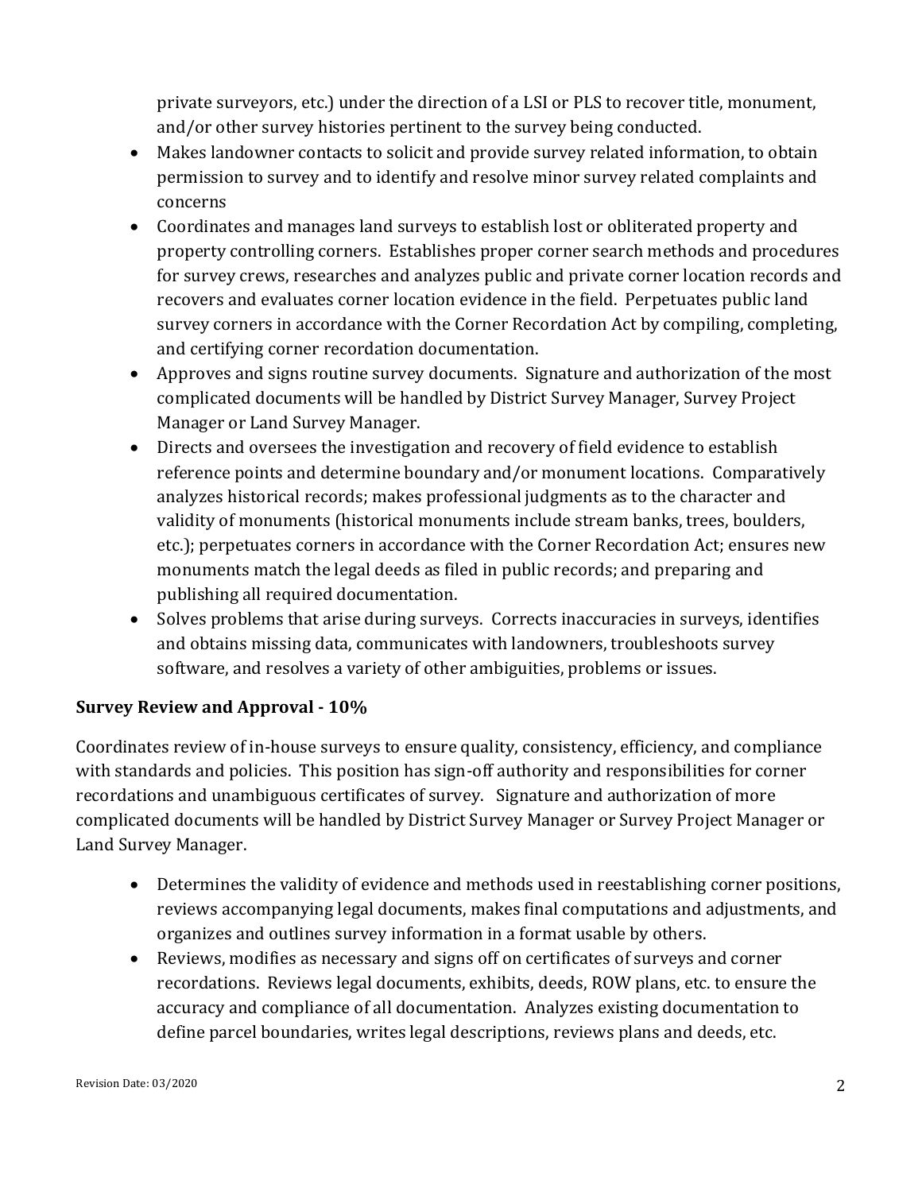private surveyors, etc.) under the direction of a LSI or PLS to recover title, monument, and/or other survey histories pertinent to the survey being conducted.

- Makes landowner contacts to solicit and provide survey related information, to obtain permission to survey and to identify and resolve minor survey related complaints and concerns
- Coordinates and manages land surveys to establish lost or obliterated property and property controlling corners. Establishes proper corner search methods and procedures for survey crews, researches and analyzes public and private corner location records and recovers and evaluates corner location evidence in the field. Perpetuates public land survey corners in accordance with the Corner Recordation Act by compiling, completing, and certifying corner recordation documentation.
- Approves and signs routine survey documents. Signature and authorization of the most complicated documents will be handled by District Survey Manager, Survey Project Manager or Land Survey Manager.
- Directs and oversees the investigation and recovery of field evidence to establish reference points and determine boundary and/or monument locations. Comparatively analyzes historical records; makes professional judgments as to the character and validity of monuments (historical monuments include stream banks, trees, boulders, etc.); perpetuates corners in accordance with the Corner Recordation Act; ensures new monuments match the legal deeds as filed in public records; and preparing and publishing all required documentation.
- Solves problems that arise during surveys. Corrects inaccuracies in surveys, identifies and obtains missing data, communicates with landowners, troubleshoots survey software, and resolves a variety of other ambiguities, problems or issues.

**Survey Review and Approval - 10%**

Coordinates review of in-house surveys to ensure quality, consistency, efficiency, and compliance with standards and policies. This position has sign-off authority and responsibilities for corner recordations and unambiguous certificates of survey. Signature and authorization of more complicated documents will be handled by District Survey Manager or Survey Project Manager or Land Survey Manager.

- Determines the validity of evidence and methods used in reestablishing corner positions, reviews accompanying legal documents, makes final computations and adjustments, and organizes and outlines survey information in a format usable by others.
- Reviews, modifies as necessary and signs off on certificates of surveys and corner recordations. Reviews legal documents, exhibits, deeds, ROW plans, etc. to ensure the accuracy and compliance of all documentation. Analyzes existing documentation to define parcel boundaries, writes legal descriptions, reviews plans and deeds, etc.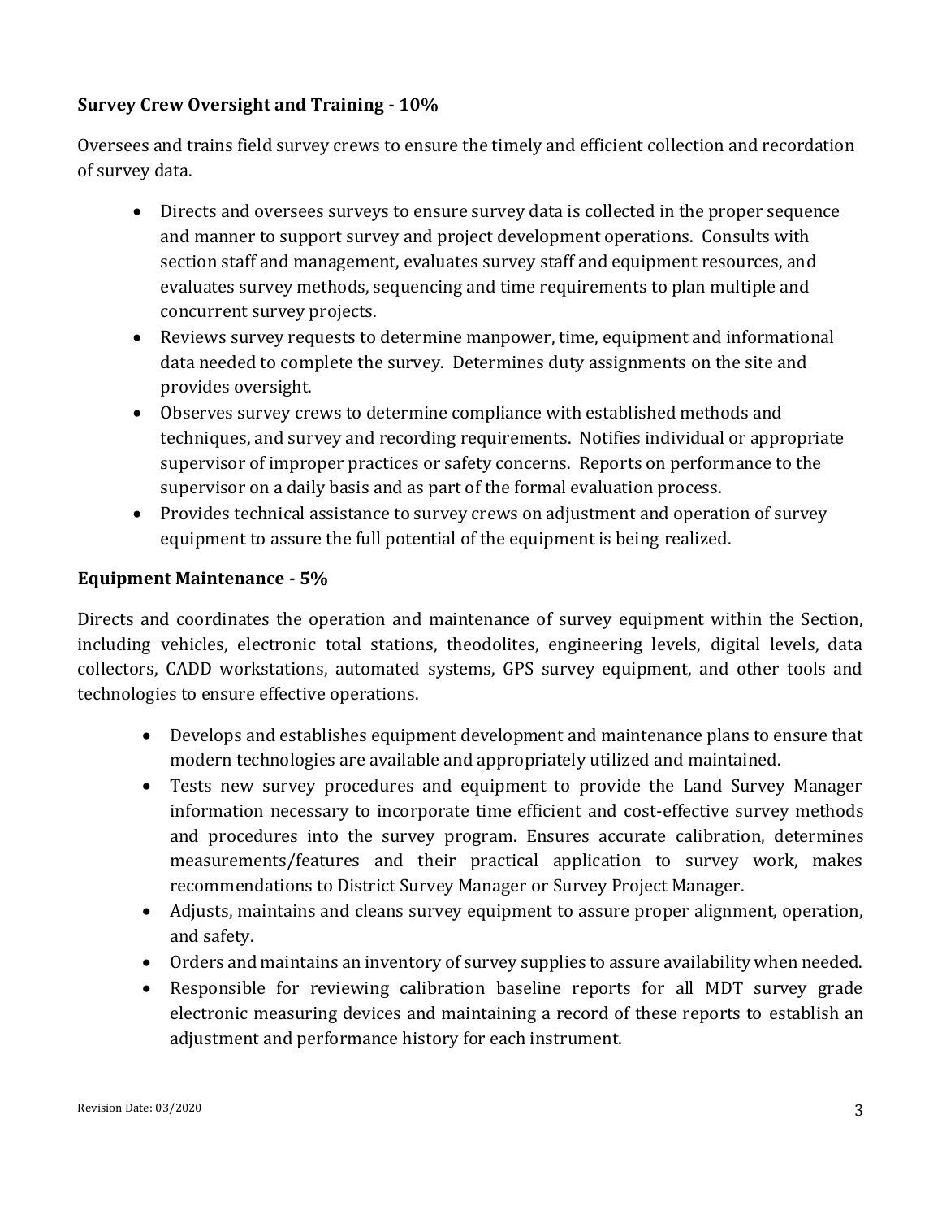### Survey Crew Oversight and Training - 10%

Oversees and trains field survey crews to ensure the timely and efficient collection and recordation of survey data.

- Directs and oversees surveys to ensure survey data is collected in the proper sequence and manner to support survey and project development operations. Consults with section staff and management, evaluates survey staff and equipment resources, and evaluates survey methods, sequencing and time requirements to plan multiple and concurrent survey projects.
- Reviews survey requests to determine manpower, time, equipment and informational data needed to complete the survey. Determines duty assignments on the site and provides oversight.
- Observes survey crews to determine compliance with established methods and techniques, and survey and recording requirements. Notifies individual or appropriate supervisor of improper practices or safety concerns. Reports on performance to the supervisor on a daily basis and as part of the formal evaluation process.
- Provides technical assistance to survey crews on adjustment and operation of survey equipment to assure the full potential of the equipment is being realized.

### Equipment Maintenance - 5%

Directs and coordinates the operation and maintenance of survey equipment within the Section, including vehicles, electronic total stations, theodolites, engineering levels, digital levels, data collectors, CADD workstations, automated systems, GPS survey equipment, and other tools and technologies to ensure effective operations.

- Develops and establishes equipment development and maintenance plans to ensure that modern technologies are available and appropriately utilized and maintained.
- Tests new survey procedures and equipment to provide the Land Survey Manager information necessary to incorporate time efficient and cost-effective survey methods and procedures into the survey program. Ensures accurate calibration, determines measurements/features and their practical application to survey work, makes recommendations to District Survey Manager or Survey Project Manager.
- Adjusts, maintains and cleans survey equipment to assure proper alignment, operation, and safety.
- Orders and maintains an inventory of survey supplies to assure availability when needed.
- Responsible for reviewing calibration baseline reports for all MDT survey grade electronic measuring devices and maintaining a record of these reports to establish an adjustment and performance history for each instrument.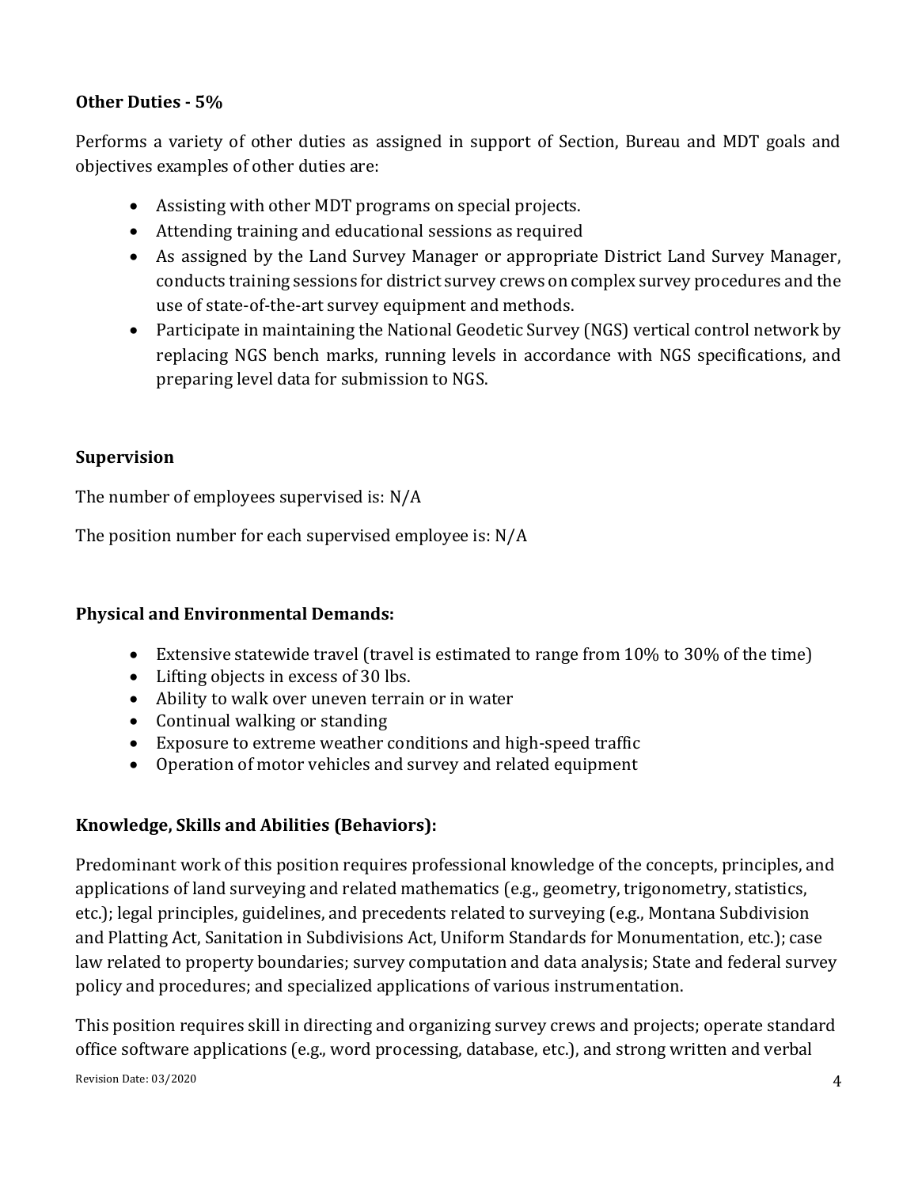**Other Duties - 5%**

Performs a variety of other duties as assigned in support of Section, Bureau and MDT goals and objectives examples of other duties are:

- Assisting with other MDT programs on special projects.
- Attending training and educational sessions as required
- As assigned by the Land Survey Manager or appropriate District Land Survey Manager, conducts training sessions for district survey crews on complex survey procedures and the use of state-of-the-art survey equipment and methods.
- Participate in maintaining the National Geodetic Survey (NGS) vertical control network by replacing NGS bench marks, running levels in accordance with NGS specifications, and preparing level data for submission to NGS.

**Supervision**

The number of employees supervised is: N/A

The position number for each supervised employee is: N/A

**Physical and Environmental Demands:**

- Extensive statewide travel (travel is estimated to range from 10% to 30% of the time)
- Lifting objects in excess of 30 lbs.
- Ability to walk over uneven terrain or in water
- Continual walking or standing
- Exposure to extreme weather conditions and high-speed traffic
- Operation of motor vehicles and survey and related equipment

**Knowledge, Skills and Abilities (Behaviors):**

Predominant work of this position requires professional knowledge of the concepts, principles, and applications of land surveying and related mathematics (e.g., geometry, trigonometry, statistics, etc.); legal principles, guidelines, and precedents related to surveying (e.g., Montana Subdivision and Platting Act, Sanitation in Subdivisions Act, Uniform Standards for Monumentation, etc.); case law related to property boundaries; survey computation and data analysis; State and federal survey policy and procedures; and specialized applications of various instrumentation.

This position requires skill in directing and organizing survey crews and projects; operate standard office software applications (e.g., word processing, database, etc.), and strong written and verbal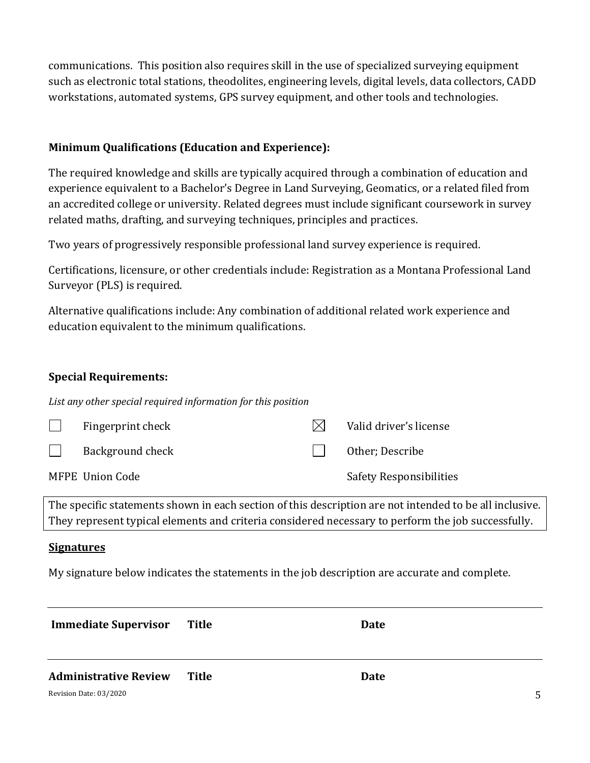communications. This position also requires skill in the use of specialized surveying equipment such as electronic total stations, theodolites, engineering levels, digital levels, data collectors, CADD workstations, automated systems, GPS survey equipment, and other tools and technologies.

**Minimum Qualifications (Education and Experience):**

The required knowledge and skills are typically acquired through a combination of education and experience equivalent to a Bachelor's Degree in Land Surveying, Geomatics, or a related filed from an accredited college or university. Related degrees must include significant coursework in survey related maths, drafting, and surveying techniques, principles and practices.

Two years of progressively responsible professional land survey experience is required.

Certifications, licensure, or other credentials include: Registration as a Montana Professional Land Surveyor (PLS) is required.

Alternative qualifications include: Any combination of additional related work experience and education equivalent to the minimum qualifications.

**Special Requirements:**

*List any other special required information for this position*

- ☐ Fingerprint check
- ☒ Valid driver's license
- ☐ Background check
- ☐ Other; Describe

MFPE Union Code

Safety Responsibilities

| The specific statements shown in each section of this description are not intended to be all inclusive. They represent typical elements and criteria considered necessary to perform the job successfully. |
|---|

**Signatures**

My signature below indicates the statements in the job description are accurate and complete.

| Immediate Supervisor | Title | Date |
|---|---|---|

| Administrative Review | Title | Date |
|---|---|---|

Revision Date: 03/2020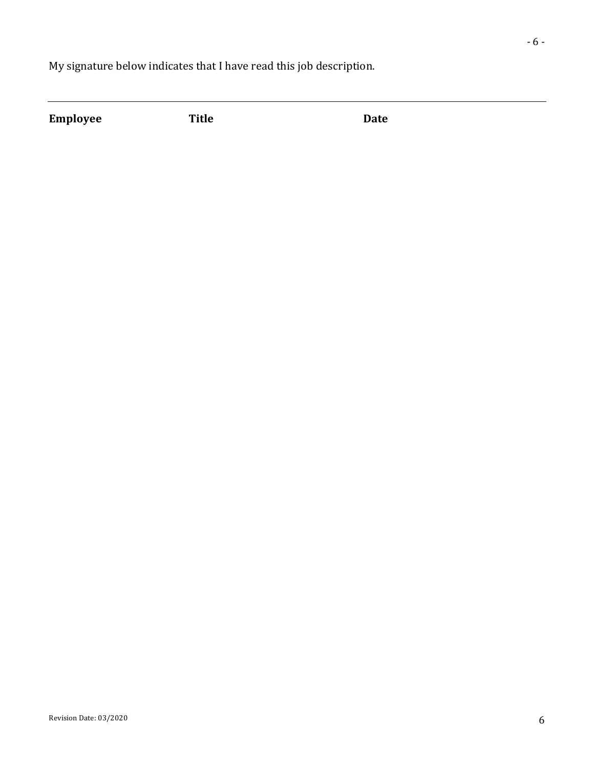My signature below indicates that I have read this job description.

---

**Employee** **Title** **Date**

Revision Date: 03/2020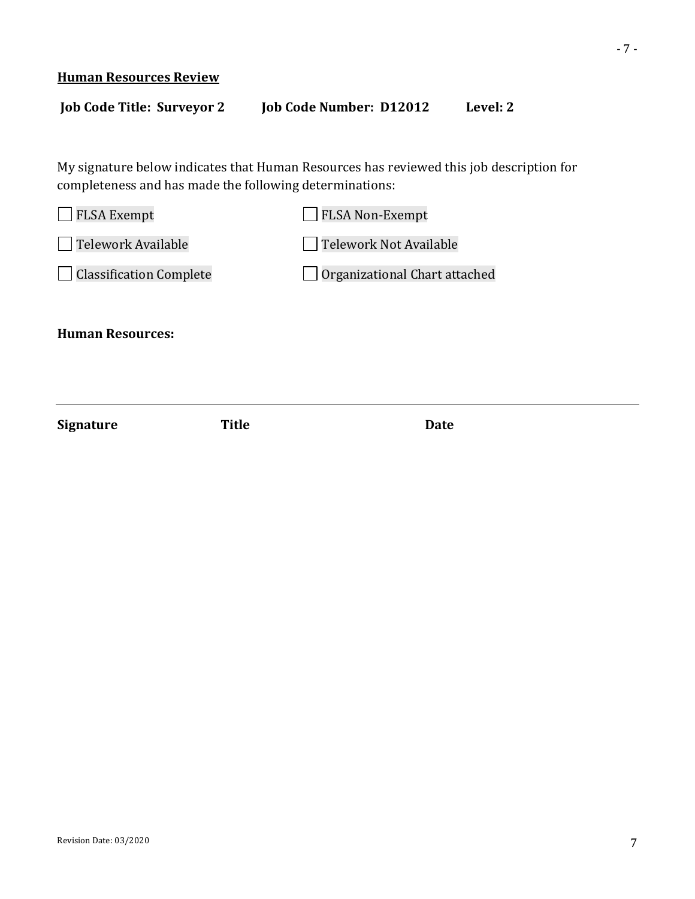## Human Resources Review

**Job Code Title: Surveyor 2** **Job Code Number: D12012** **Level: 2**

My signature below indicates that Human Resources has reviewed this job description for completeness and has made the following determinations:

- ☐ FLSA Exempt
- ☐ FLSA Non-Exempt
- ☐ Telework Available
- ☐ Telework Not Available
- ☐ Classification Complete
- ☐ Organizational Chart attached

**Human Resources:**

---

**Signature** **Title** **Date**

Revision Date: 03/2020